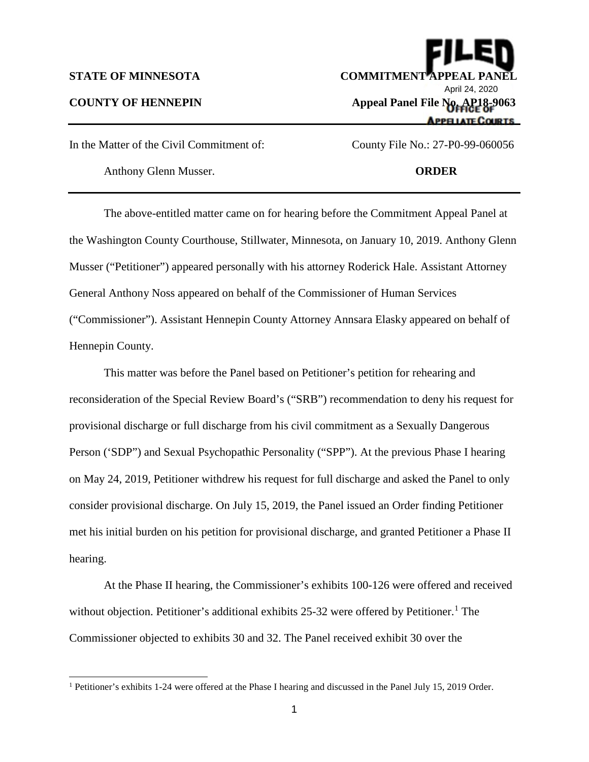FILED
April 24, 2020
OFFICE OF APPELLATE COURTS

**STATE OF MINNESOTA** | **COMMITMENT APPEAL PANEL**

**COUNTY OF HENNEPIN** | **Appeal Panel File No. AP18-9063**

---

In the Matter of the Civil Commitment of: | County File No.: 27-P0-99-060056

Anthony Glenn Musser. | **ORDER**

---

The above-entitled matter came on for hearing before the Commitment Appeal Panel at the Washington County Courthouse, Stillwater, Minnesota, on January 10, 2019. Anthony Glenn Musser ("Petitioner") appeared personally with his attorney Roderick Hale. Assistant Attorney General Anthony Noss appeared on behalf of the Commissioner of Human Services ("Commissioner"). Assistant Hennepin County Attorney Annsara Elasky appeared on behalf of Hennepin County.

This matter was before the Panel based on Petitioner's petition for rehearing and reconsideration of the Special Review Board's ("SRB") recommendation to deny his request for provisional discharge or full discharge from his civil commitment as a Sexually Dangerous Person ('SDP") and Sexual Psychopathic Personality ("SPP"). At the previous Phase I hearing on May 24, 2019, Petitioner withdrew his request for full discharge and asked the Panel to only consider provisional discharge. On July 15, 2019, the Panel issued an Order finding Petitioner met his initial burden on his petition for provisional discharge, and granted Petitioner a Phase II hearing.

At the Phase II hearing, the Commissioner's exhibits 100-126 were offered and received without objection. Petitioner's additional exhibits 25-32 were offered by Petitioner.[1] The Commissioner objected to exhibits 30 and 32. The Panel received exhibit 30 over the

---

[1] Petitioner's exhibits 1-24 were offered at the Phase I hearing and discussed in the Panel July 15, 2019 Order.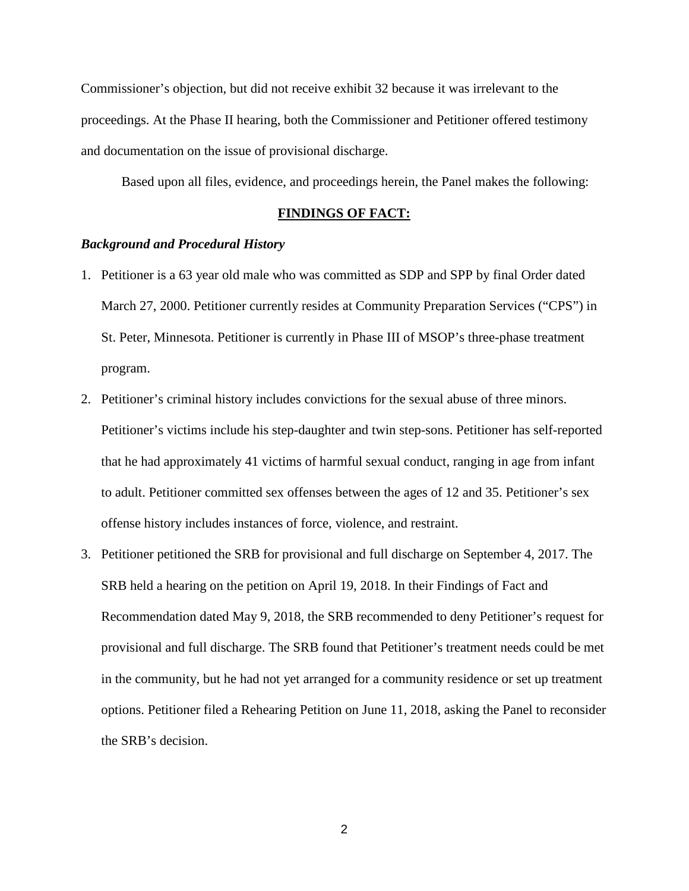Commissioner's objection, but did not receive exhibit 32 because it was irrelevant to the proceedings. At the Phase II hearing, both the Commissioner and Petitioner offered testimony and documentation on the issue of provisional discharge.

Based upon all files, evidence, and proceedings herein, the Panel makes the following:

**FINDINGS OF FACT:**

***Background and Procedural History***

1. Petitioner is a 63 year old male who was committed as SDP and SPP by final Order dated March 27, 2000. Petitioner currently resides at Community Preparation Services ("CPS") in St. Peter, Minnesota. Petitioner is currently in Phase III of MSOP's three-phase treatment program.
2. Petitioner's criminal history includes convictions for the sexual abuse of three minors. Petitioner's victims include his step-daughter and twin step-sons. Petitioner has self-reported that he had approximately 41 victims of harmful sexual conduct, ranging in age from infant to adult. Petitioner committed sex offenses between the ages of 12 and 35. Petitioner's sex offense history includes instances of force, violence, and restraint.
3. Petitioner petitioned the SRB for provisional and full discharge on September 4, 2017. The SRB held a hearing on the petition on April 19, 2018. In their Findings of Fact and Recommendation dated May 9, 2018, the SRB recommended to deny Petitioner's request for provisional and full discharge. The SRB found that Petitioner's treatment needs could be met in the community, but he had not yet arranged for a community residence or set up treatment options. Petitioner filed a Rehearing Petition on June 11, 2018, asking the Panel to reconsider the SRB's decision.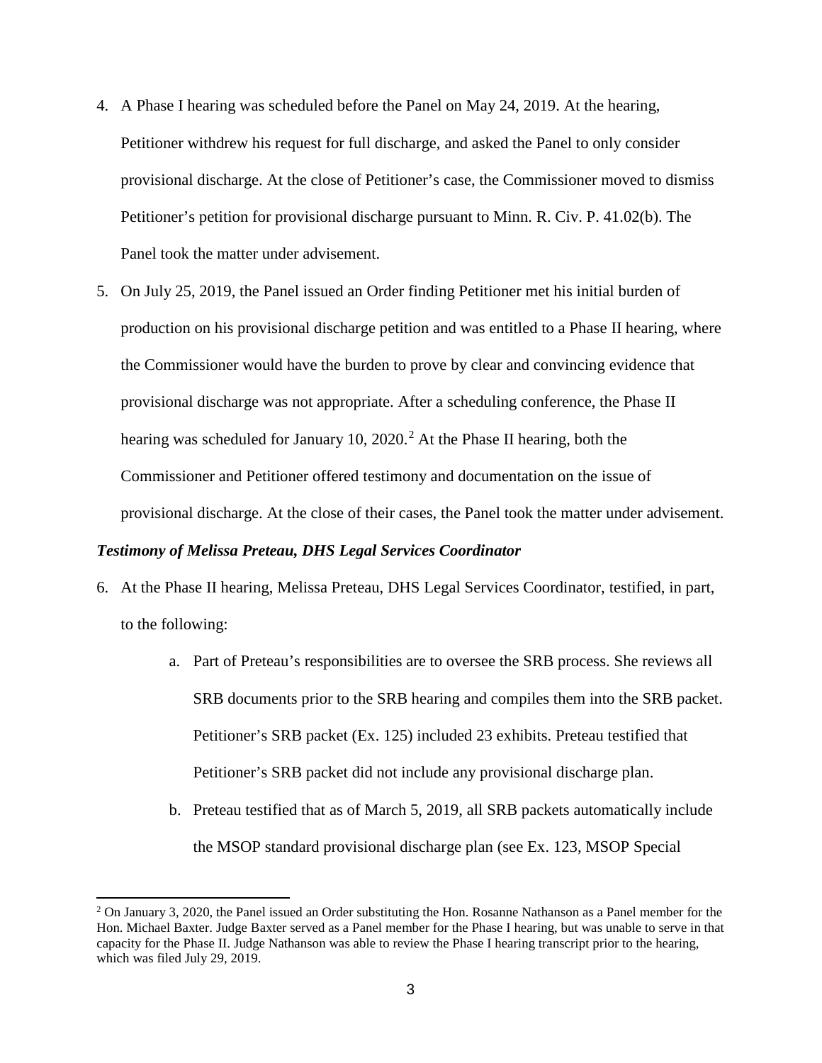4. A Phase I hearing was scheduled before the Panel on May 24, 2019. At the hearing, Petitioner withdrew his request for full discharge, and asked the Panel to only consider provisional discharge. At the close of Petitioner's case, the Commissioner moved to dismiss Petitioner's petition for provisional discharge pursuant to Minn. R. Civ. P. 41.02(b). The Panel took the matter under advisement.

5. On July 25, 2019, the Panel issued an Order finding Petitioner met his initial burden of production on his provisional discharge petition and was entitled to a Phase II hearing, where the Commissioner would have the burden to prove by clear and convincing evidence that provisional discharge was not appropriate. After a scheduling conference, the Phase II hearing was scheduled for January 10, 2020.[2] At the Phase II hearing, both the Commissioner and Petitioner offered testimony and documentation on the issue of provisional discharge. At the close of their cases, the Panel took the matter under advisement.

***Testimony of Melissa Preteau, DHS Legal Services Coordinator***

6. At the Phase II hearing, Melissa Preteau, DHS Legal Services Coordinator, testified, in part, to the following:

    a. Part of Preteau's responsibilities are to oversee the SRB process. She reviews all SRB documents prior to the SRB hearing and compiles them into the SRB packet. Petitioner's SRB packet (Ex. 125) included 23 exhibits. Preteau testified that Petitioner's SRB packet did not include any provisional discharge plan.

    b. Preteau testified that as of March 5, 2019, all SRB packets automatically include the MSOP standard provisional discharge plan (see Ex. 123, MSOP Special

[2] On January 3, 2020, the Panel issued an Order substituting the Hon. Rosanne Nathanson as a Panel member for the Hon. Michael Baxter. Judge Baxter served as a Panel member for the Phase I hearing, but was unable to serve in that capacity for the Phase II. Judge Nathanson was able to review the Phase I hearing transcript prior to the hearing, which was filed July 29, 2019.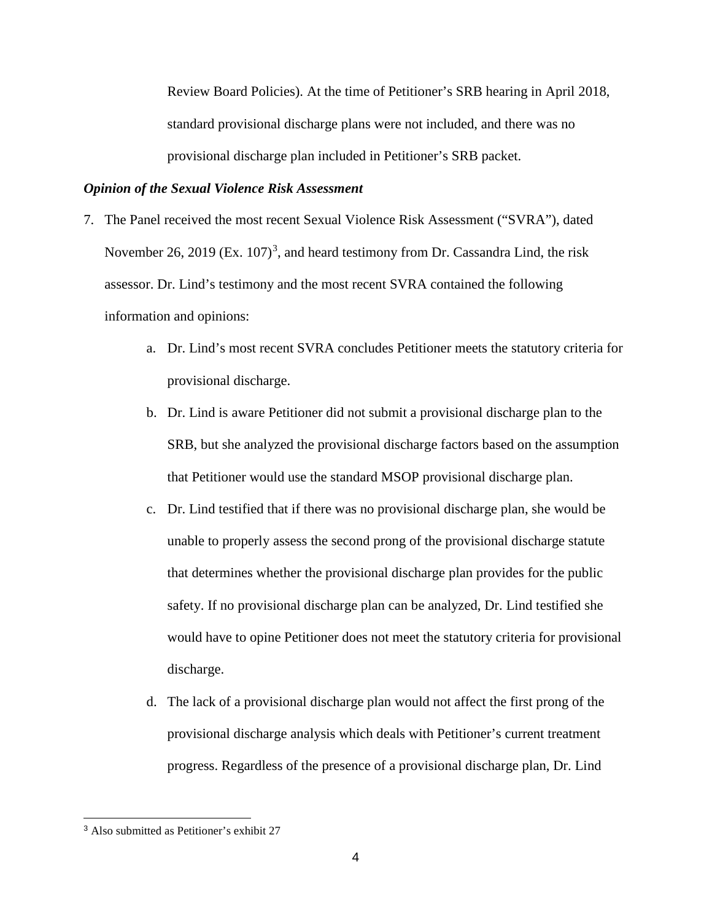Review Board Policies). At the time of Petitioner's SRB hearing in April 2018, standard provisional discharge plans were not included, and there was no provisional discharge plan included in Petitioner's SRB packet.

***Opinion of the Sexual Violence Risk Assessment***

7. The Panel received the most recent Sexual Violence Risk Assessment ("SVRA"), dated November 26, 2019 (Ex. 107)[3], and heard testimony from Dr. Cassandra Lind, the risk assessor. Dr. Lind's testimony and the most recent SVRA contained the following information and opinions:

    a. Dr. Lind's most recent SVRA concludes Petitioner meets the statutory criteria for provisional discharge.

    b. Dr. Lind is aware Petitioner did not submit a provisional discharge plan to the SRB, but she analyzed the provisional discharge factors based on the assumption that Petitioner would use the standard MSOP provisional discharge plan.

    c. Dr. Lind testified that if there was no provisional discharge plan, she would be unable to properly assess the second prong of the provisional discharge statute that determines whether the provisional discharge plan provides for the public safety. If no provisional discharge plan can be analyzed, Dr. Lind testified she would have to opine Petitioner does not meet the statutory criteria for provisional discharge.

    d. The lack of a provisional discharge plan would not affect the first prong of the provisional discharge analysis which deals with Petitioner's current treatment progress. Regardless of the presence of a provisional discharge plan, Dr. Lind

[3] Also submitted as Petitioner's exhibit 27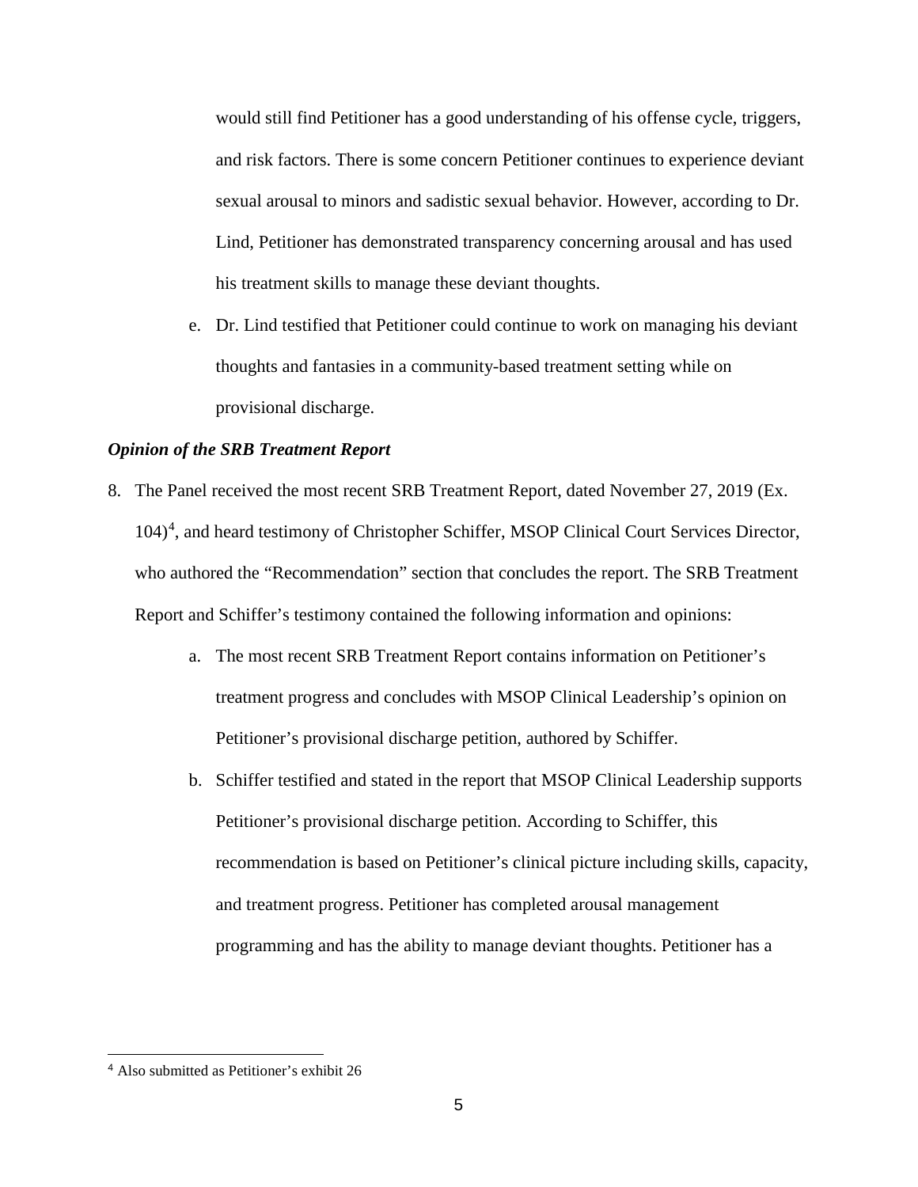would still find Petitioner has a good understanding of his offense cycle, triggers, and risk factors. There is some concern Petitioner continues to experience deviant sexual arousal to minors and sadistic sexual behavior. However, according to Dr. Lind, Petitioner has demonstrated transparency concerning arousal and has used his treatment skills to manage these deviant thoughts.

e. Dr. Lind testified that Petitioner could continue to work on managing his deviant thoughts and fantasies in a community-based treatment setting while on provisional discharge.

***Opinion of the SRB Treatment Report***

8. The Panel received the most recent SRB Treatment Report, dated November 27, 2019 (Ex. 104)[4], and heard testimony of Christopher Schiffer, MSOP Clinical Court Services Director, who authored the "Recommendation" section that concludes the report. The SRB Treatment Report and Schiffer's testimony contained the following information and opinions:

   a. The most recent SRB Treatment Report contains information on Petitioner's treatment progress and concludes with MSOP Clinical Leadership's opinion on Petitioner's provisional discharge petition, authored by Schiffer.

   b. Schiffer testified and stated in the report that MSOP Clinical Leadership supports Petitioner's provisional discharge petition. According to Schiffer, this recommendation is based on Petitioner's clinical picture including skills, capacity, and treatment progress. Petitioner has completed arousal management programming and has the ability to manage deviant thoughts. Petitioner has a

[4] Also submitted as Petitioner's exhibit 26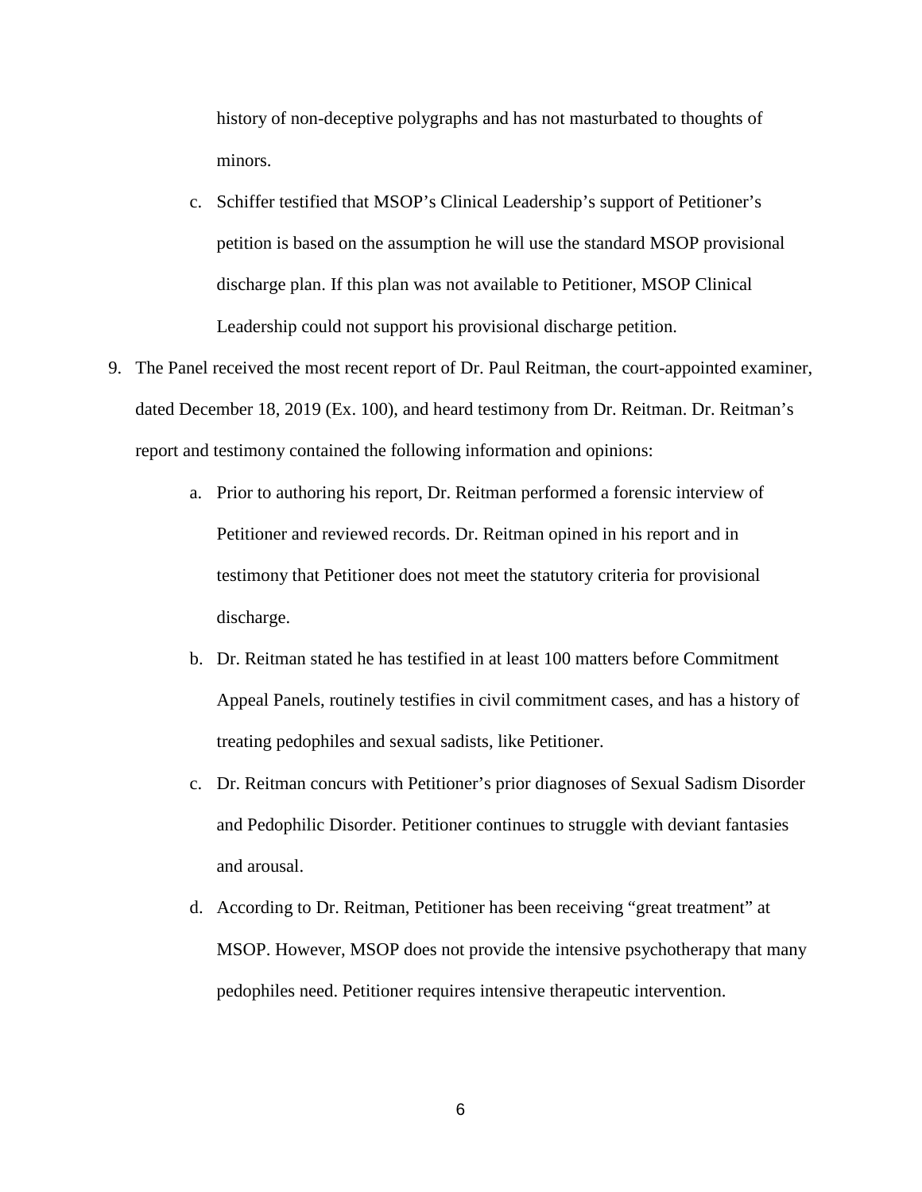history of non-deceptive polygraphs and has not masturbated to thoughts of minors.

   c. Schiffer testified that MSOP's Clinical Leadership's support of Petitioner's petition is based on the assumption he will use the standard MSOP provisional discharge plan. If this plan was not available to Petitioner, MSOP Clinical Leadership could not support his provisional discharge petition.

9. The Panel received the most recent report of Dr. Paul Reitman, the court-appointed examiner, dated December 18, 2019 (Ex. 100), and heard testimony from Dr. Reitman. Dr. Reitman's report and testimony contained the following information and opinions:

   a. Prior to authoring his report, Dr. Reitman performed a forensic interview of Petitioner and reviewed records. Dr. Reitman opined in his report and in testimony that Petitioner does not meet the statutory criteria for provisional discharge.

   b. Dr. Reitman stated he has testified in at least 100 matters before Commitment Appeal Panels, routinely testifies in civil commitment cases, and has a history of treating pedophiles and sexual sadists, like Petitioner.

   c. Dr. Reitman concurs with Petitioner's prior diagnoses of Sexual Sadism Disorder and Pedophilic Disorder. Petitioner continues to struggle with deviant fantasies and arousal.

   d. According to Dr. Reitman, Petitioner has been receiving "great treatment" at MSOP. However, MSOP does not provide the intensive psychotherapy that many pedophiles need. Petitioner requires intensive therapeutic intervention.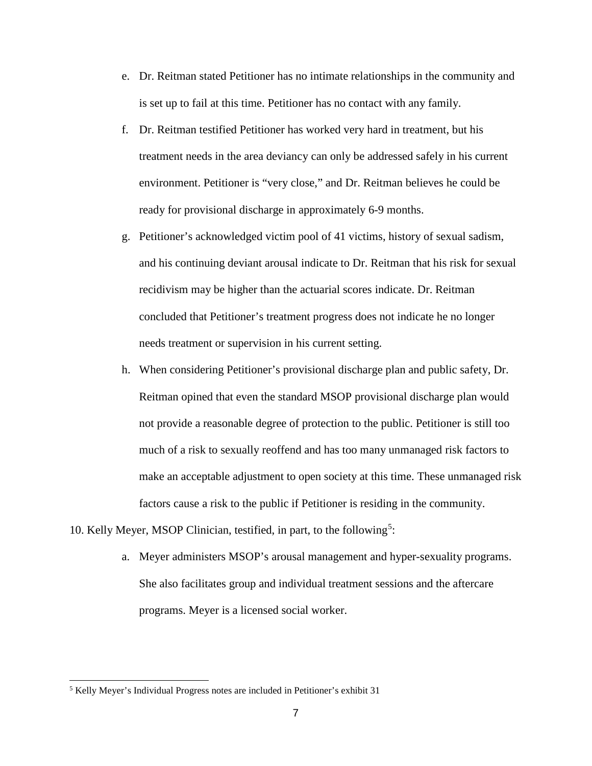e. Dr. Reitman stated Petitioner has no intimate relationships in the community and is set up to fail at this time. Petitioner has no contact with any family.

f. Dr. Reitman testified Petitioner has worked very hard in treatment, but his treatment needs in the area deviancy can only be addressed safely in his current environment. Petitioner is "very close," and Dr. Reitman believes he could be ready for provisional discharge in approximately 6-9 months.

g. Petitioner's acknowledged victim pool of 41 victims, history of sexual sadism, and his continuing deviant arousal indicate to Dr. Reitman that his risk for sexual recidivism may be higher than the actuarial scores indicate. Dr. Reitman concluded that Petitioner's treatment progress does not indicate he no longer needs treatment or supervision in his current setting.

h. When considering Petitioner's provisional discharge plan and public safety, Dr. Reitman opined that even the standard MSOP provisional discharge plan would not provide a reasonable degree of protection to the public. Petitioner is still too much of a risk to sexually reoffend and has too many unmanaged risk factors to make an acceptable adjustment to open society at this time. These unmanaged risk factors cause a risk to the public if Petitioner is residing in the community.

10. Kelly Meyer, MSOP Clinician, testified, in part, to the following[5]:

a. Meyer administers MSOP's arousal management and hyper-sexuality programs. She also facilitates group and individual treatment sessions and the aftercare programs. Meyer is a licensed social worker.

[5] Kelly Meyer's Individual Progress notes are included in Petitioner's exhibit 31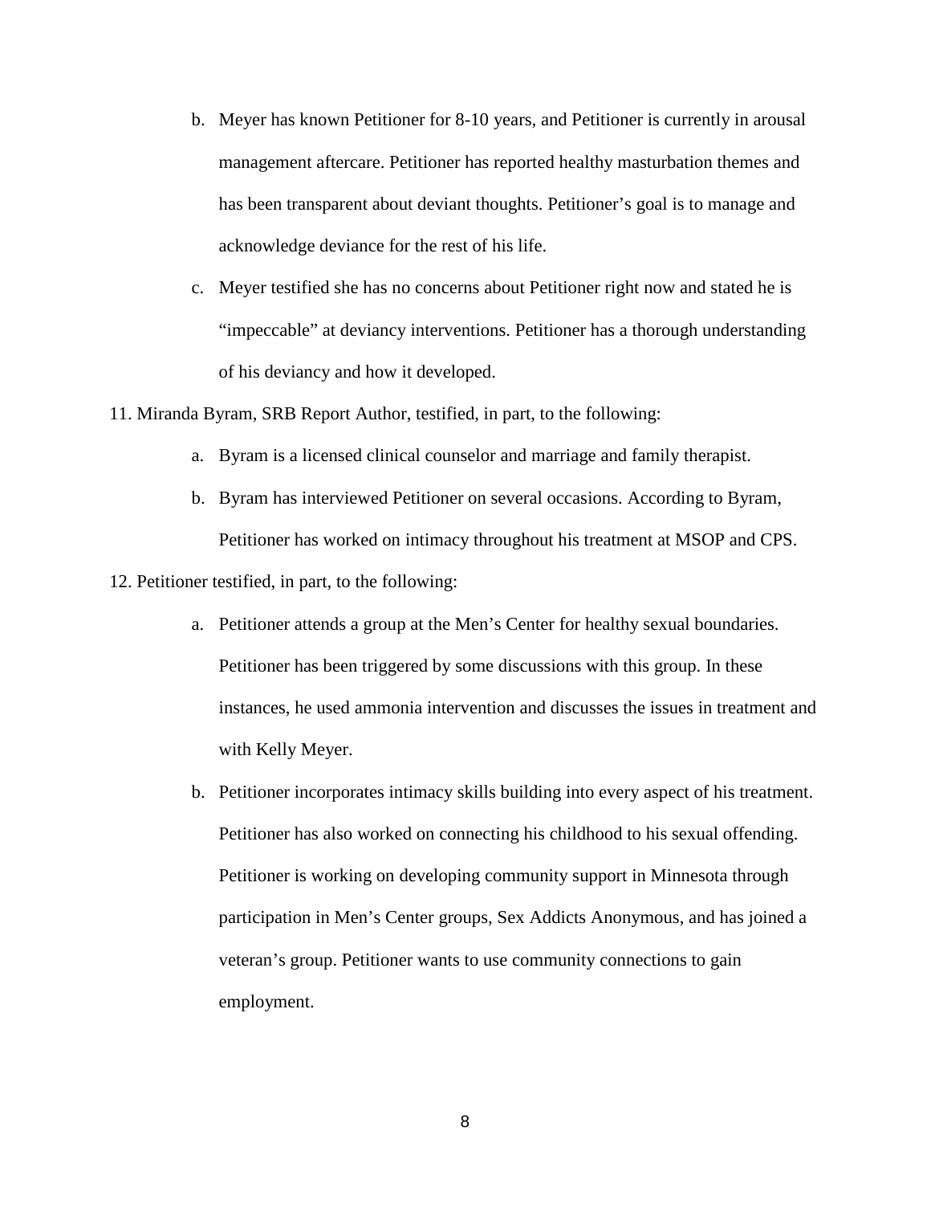b. Meyer has known Petitioner for 8-10 years, and Petitioner is currently in arousal management aftercare. Petitioner has reported healthy masturbation themes and has been transparent about deviant thoughts. Petitioner's goal is to manage and acknowledge deviance for the rest of his life.

   c. Meyer testified she has no concerns about Petitioner right now and stated he is "impeccable" at deviancy interventions. Petitioner has a thorough understanding of his deviancy and how it developed.

11. Miranda Byram, SRB Report Author, testified, in part, to the following:

   a. Byram is a licensed clinical counselor and marriage and family therapist.

   b. Byram has interviewed Petitioner on several occasions. According to Byram, Petitioner has worked on intimacy throughout his treatment at MSOP and CPS.

12. Petitioner testified, in part, to the following:

   a. Petitioner attends a group at the Men's Center for healthy sexual boundaries. Petitioner has been triggered by some discussions with this group. In these instances, he used ammonia intervention and discusses the issues in treatment and with Kelly Meyer.

   b. Petitioner incorporates intimacy skills building into every aspect of his treatment. Petitioner has also worked on connecting his childhood to his sexual offending. Petitioner is working on developing community support in Minnesota through participation in Men's Center groups, Sex Addicts Anonymous, and has joined a veteran's group. Petitioner wants to use community connections to gain employment.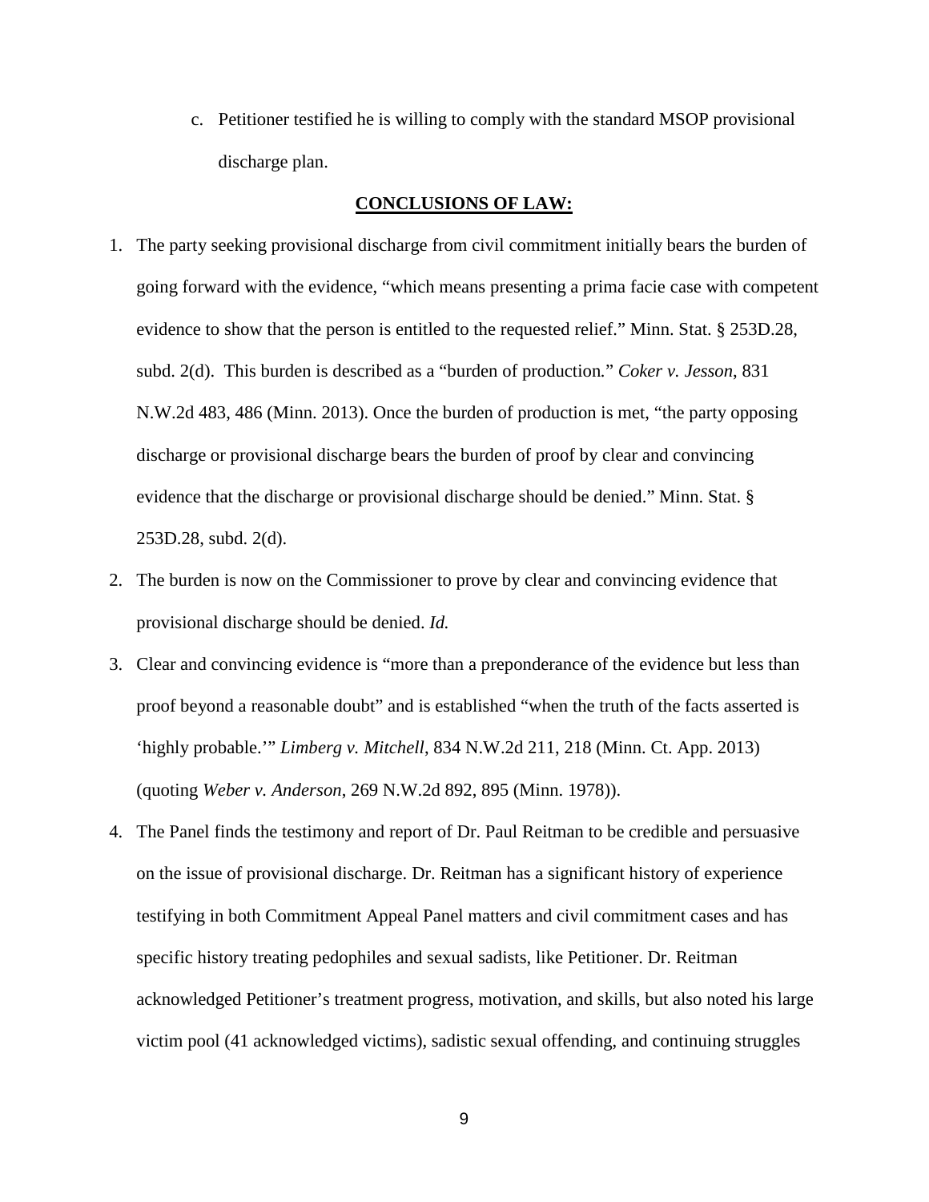c. Petitioner testified he is willing to comply with the standard MSOP provisional discharge plan.

**CONCLUSIONS OF LAW:**

1. The party seeking provisional discharge from civil commitment initially bears the burden of going forward with the evidence, "which means presenting a prima facie case with competent evidence to show that the person is entitled to the requested relief." Minn. Stat. § 253D.28, subd. 2(d). This burden is described as a "burden of production." *Coker v. Jesson*, 831 N.W.2d 483, 486 (Minn. 2013). Once the burden of production is met, "the party opposing discharge or provisional discharge bears the burden of proof by clear and convincing evidence that the discharge or provisional discharge should be denied." Minn. Stat. § 253D.28, subd. 2(d).
2. The burden is now on the Commissioner to prove by clear and convincing evidence that provisional discharge should be denied. *Id.*
3. Clear and convincing evidence is "more than a preponderance of the evidence but less than proof beyond a reasonable doubt" and is established "when the truth of the facts asserted is 'highly probable.'" *Limberg v. Mitchell*, 834 N.W.2d 211, 218 (Minn. Ct. App. 2013) (quoting *Weber v. Anderson*, 269 N.W.2d 892, 895 (Minn. 1978)).
4. The Panel finds the testimony and report of Dr. Paul Reitman to be credible and persuasive on the issue of provisional discharge. Dr. Reitman has a significant history of experience testifying in both Commitment Appeal Panel matters and civil commitment cases and has specific history treating pedophiles and sexual sadists, like Petitioner. Dr. Reitman acknowledged Petitioner's treatment progress, motivation, and skills, but also noted his large victim pool (41 acknowledged victims), sadistic sexual offending, and continuing struggles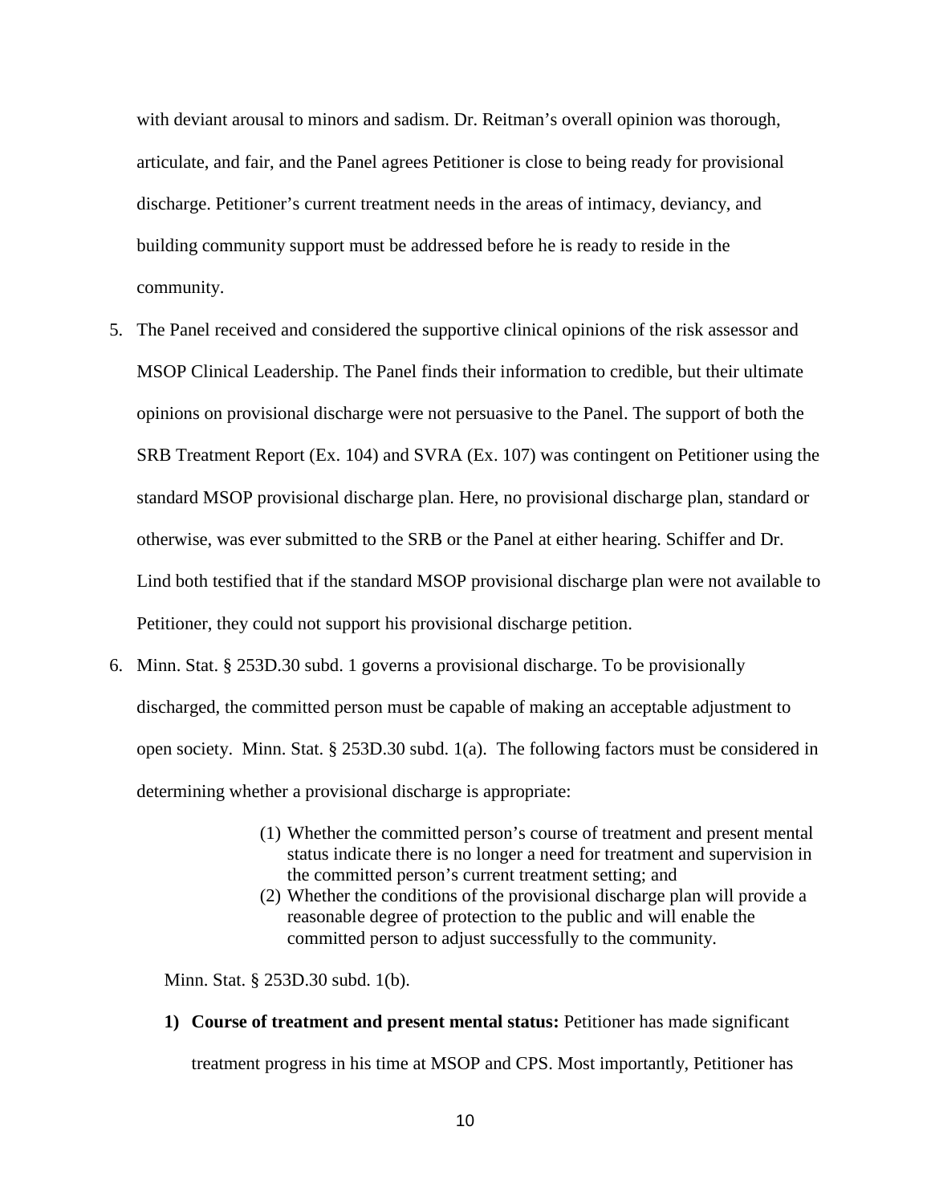with deviant arousal to minors and sadism. Dr. Reitman's overall opinion was thorough, articulate, and fair, and the Panel agrees Petitioner is close to being ready for provisional discharge. Petitioner's current treatment needs in the areas of intimacy, deviancy, and building community support must be addressed before he is ready to reside in the community.

5. The Panel received and considered the supportive clinical opinions of the risk assessor and MSOP Clinical Leadership. The Panel finds their information to credible, but their ultimate opinions on provisional discharge were not persuasive to the Panel. The support of both the SRB Treatment Report (Ex. 104) and SVRA (Ex. 107) was contingent on Petitioner using the standard MSOP provisional discharge plan. Here, no provisional discharge plan, standard or otherwise, was ever submitted to the SRB or the Panel at either hearing. Schiffer and Dr. Lind both testified that if the standard MSOP provisional discharge plan were not available to Petitioner, they could not support his provisional discharge petition.

6. Minn. Stat. § 253D.30 subd. 1 governs a provisional discharge. To be provisionally discharged, the committed person must be capable of making an acceptable adjustment to open society. Minn. Stat. § 253D.30 subd. 1(a). The following factors must be considered in determining whether a provisional discharge is appropriate:

   > (1) Whether the committed person's course of treatment and present mental status indicate there is no longer a need for treatment and supervision in the committed person's current treatment setting; and
   > (2) Whether the conditions of the provisional discharge plan will provide a reasonable degree of protection to the public and will enable the committed person to adjust successfully to the community.

   Minn. Stat. § 253D.30 subd. 1(b).

   1) **Course of treatment and present mental status:** Petitioner has made significant treatment progress in his time at MSOP and CPS. Most importantly, Petitioner has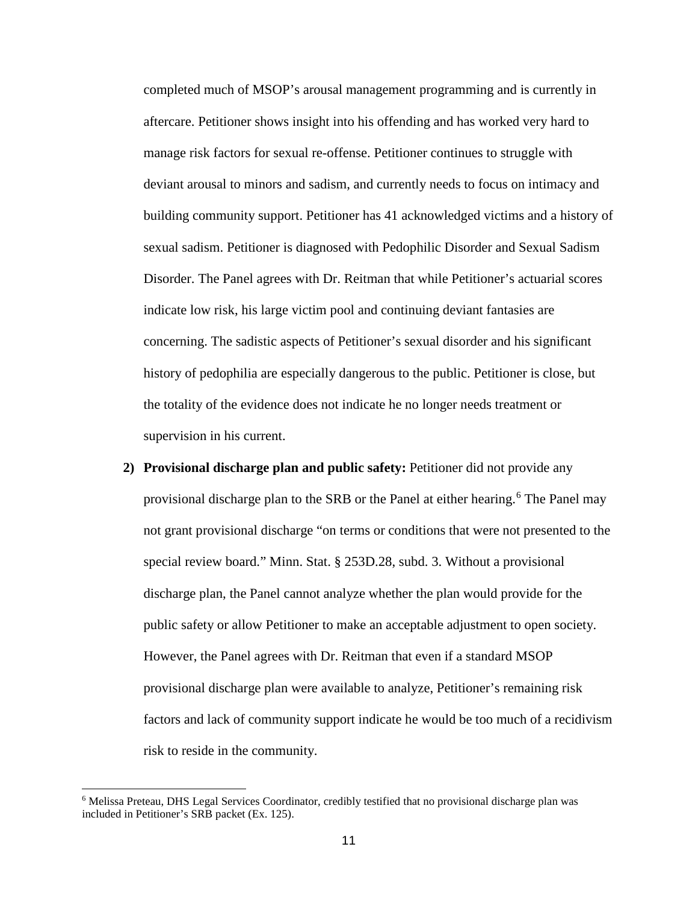completed much of MSOP's arousal management programming and is currently in aftercare. Petitioner shows insight into his offending and has worked very hard to manage risk factors for sexual re-offense. Petitioner continues to struggle with deviant arousal to minors and sadism, and currently needs to focus on intimacy and building community support. Petitioner has 41 acknowledged victims and a history of sexual sadism. Petitioner is diagnosed with Pedophilic Disorder and Sexual Sadism Disorder. The Panel agrees with Dr. Reitman that while Petitioner's actuarial scores indicate low risk, his large victim pool and continuing deviant fantasies are concerning. The sadistic aspects of Petitioner's sexual disorder and his significant history of pedophilia are especially dangerous to the public. Petitioner is close, but the totality of the evidence does not indicate he no longer needs treatment or supervision in his current.

2) **Provisional discharge plan and public safety:** Petitioner did not provide any provisional discharge plan to the SRB or the Panel at either hearing.[6] The Panel may not grant provisional discharge "on terms or conditions that were not presented to the special review board." Minn. Stat. § 253D.28, subd. 3. Without a provisional discharge plan, the Panel cannot analyze whether the plan would provide for the public safety or allow Petitioner to make an acceptable adjustment to open society. However, the Panel agrees with Dr. Reitman that even if a standard MSOP provisional discharge plan were available to analyze, Petitioner's remaining risk factors and lack of community support indicate he would be too much of a recidivism risk to reside in the community.

[6] Melissa Preteau, DHS Legal Services Coordinator, credibly testified that no provisional discharge plan was included in Petitioner's SRB packet (Ex. 125).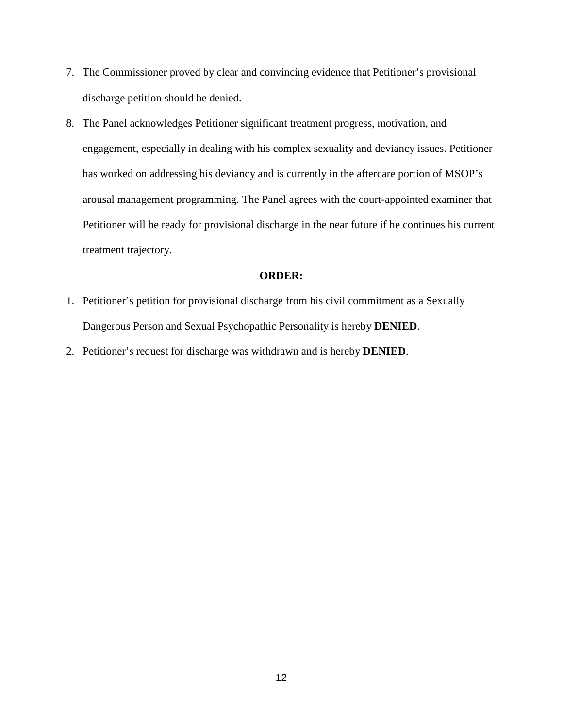7. The Commissioner proved by clear and convincing evidence that Petitioner's provisional discharge petition should be denied.
8. The Panel acknowledges Petitioner significant treatment progress, motivation, and engagement, especially in dealing with his complex sexuality and deviancy issues. Petitioner has worked on addressing his deviancy and is currently in the aftercare portion of MSOP's arousal management programming. The Panel agrees with the court-appointed examiner that Petitioner will be ready for provisional discharge in the near future if he continues his current treatment trajectory.

**ORDER:**

1. Petitioner's petition for provisional discharge from his civil commitment as a Sexually Dangerous Person and Sexual Psychopathic Personality is hereby **DENIED**.
2. Petitioner's request for discharge was withdrawn and is hereby **DENIED**.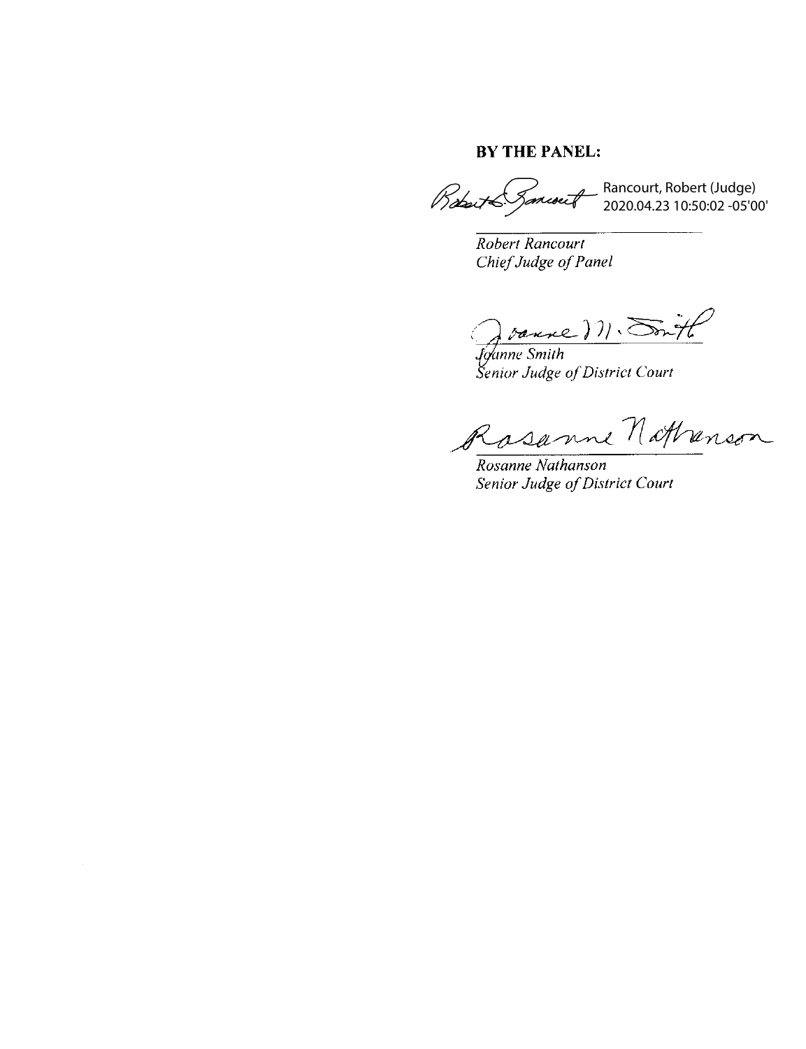**BY THE PANEL:**

Rancourt, Robert (Judge)
2020.04.23 10:50:02 -05'00'

*Robert Rancourt*
*Chief Judge of Panel*

*Joanne Smith*
*Senior Judge of District Court*

*Rosanne Nathanson*
*Senior Judge of District Court*